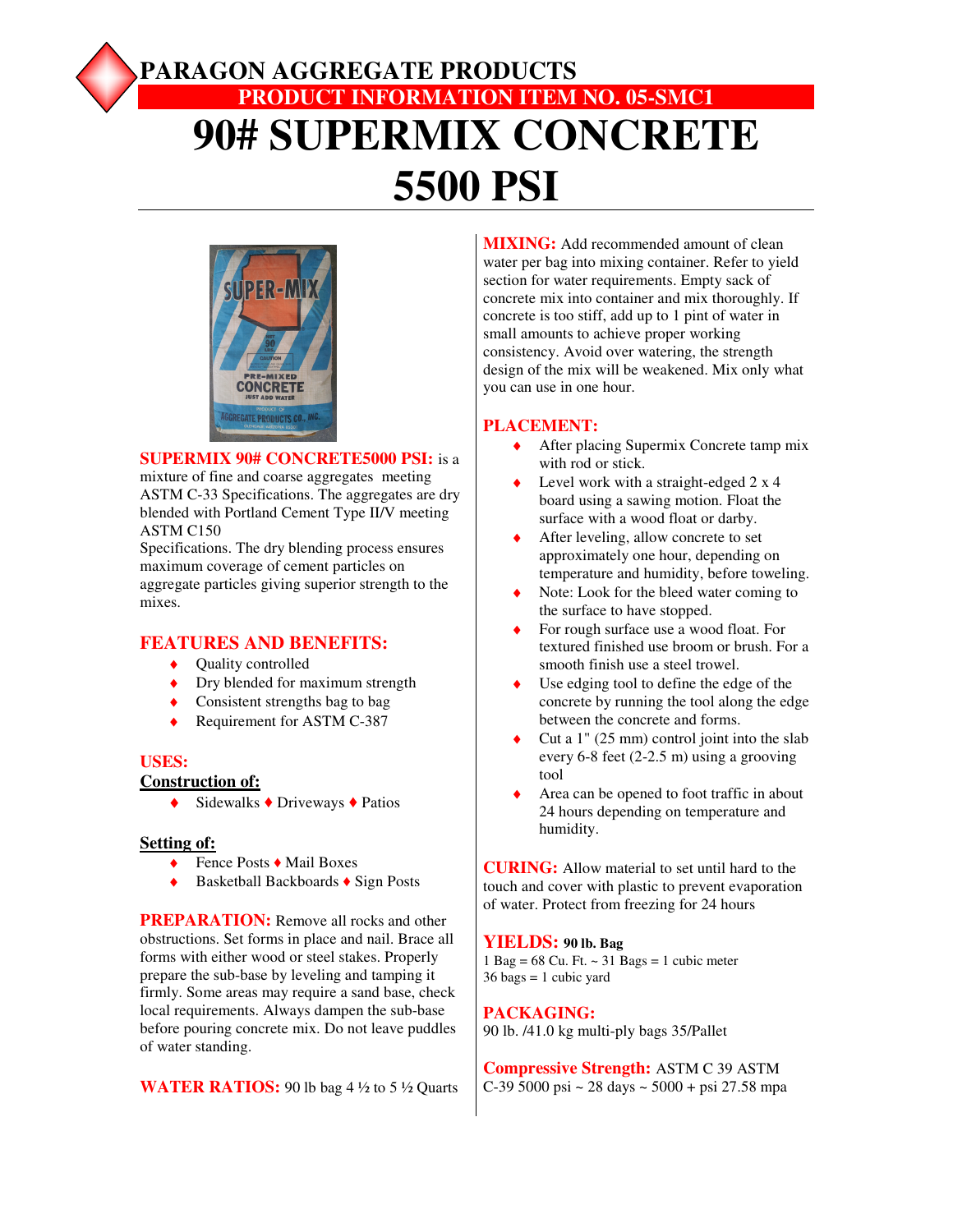# PARAGON AGGREGATE PRODUCTS

## PRODUCT INFORMATION ITEM NO. 05-SMC1

# 90# SUPERMIX CONCRETE 5500 PSI

**SUPERMIX 90# CONCRETE5000 PSI:** is a mixture of fine and coarse aggregates meeting ASTM C-33 Specifications. The aggregates are dry blended with Portland Cement Type II/V meeting ASTM C150 Specifications. The dry blending process ensures maximum coverage of cement particles on aggregate particles giving superior strength to the mixes.

### FEATURES AND BENEFITS:

- Quality controlled
- Dry blended for maximum strength
- Consistent strengths bag to bag
- Requirement for ASTM C-387

### USES:

**Construction of:**

- Sidewalks ♦ Driveways ♦ Patios

**Setting of:**

- Fence Posts ♦ Mail Boxes
- Basketball Backboards ♦ Sign Posts

**PREPARATION:** Remove all rocks and other obstructions. Set forms in place and nail. Brace all forms with either wood or steel stakes. Properly prepare the sub-base by leveling and tamping it firmly. Some areas may require a sand base, check local requirements. Always dampen the sub-base before pouring concrete mix. Do not leave puddles of water standing.

**WATER RATIOS:** 90 lb bag 4 ½ to 5 ½ Quarts

**MIXING:** Add recommended amount of clean water per bag into mixing container. Refer to yield section for water requirements. Empty sack of concrete mix into container and mix thoroughly. If concrete is too stiff, add up to 1 pint of water in small amounts to achieve proper working consistency. Avoid over watering, the strength design of the mix will be weakened. Mix only what you can use in one hour.

### PLACEMENT:

- After placing Supermix Concrete tamp mix with rod or stick.
- Level work with a straight-edged 2 x 4 board using a sawing motion. Float the surface with a wood float or darby.
- After leveling, allow concrete to set approximately one hour, depending on temperature and humidity, before toweling.
- Note: Look for the bleed water coming to the surface to have stopped.
- For rough surface use a wood float. For textured finished use broom or brush. For a smooth finish use a steel trowel.
- Use edging tool to define the edge of the concrete by running the tool along the edge between the concrete and forms.
- Cut a 1" (25 mm) control joint into the slab every 6-8 feet (2-2.5 m) using a grooving tool
- Area can be opened to foot traffic in about 24 hours depending on temperature and humidity.

**CURING:** Allow material to set until hard to the touch and cover with plastic to prevent evaporation of water. Protect from freezing for 24 hours

**YIELDS:** **90 lb. Bag**

1 Bag = 68 Cu. Ft. ~ 31 Bags = 1 cubic meter
36 bags = 1 cubic yard

**PACKAGING:**

90 lb. /41.0 kg multi-ply bags 35/Pallet

**Compressive Strength:** ASTM C 39 ASTM C-39 5000 psi ~ 28 days ~ 5000 + psi 27.58 mpa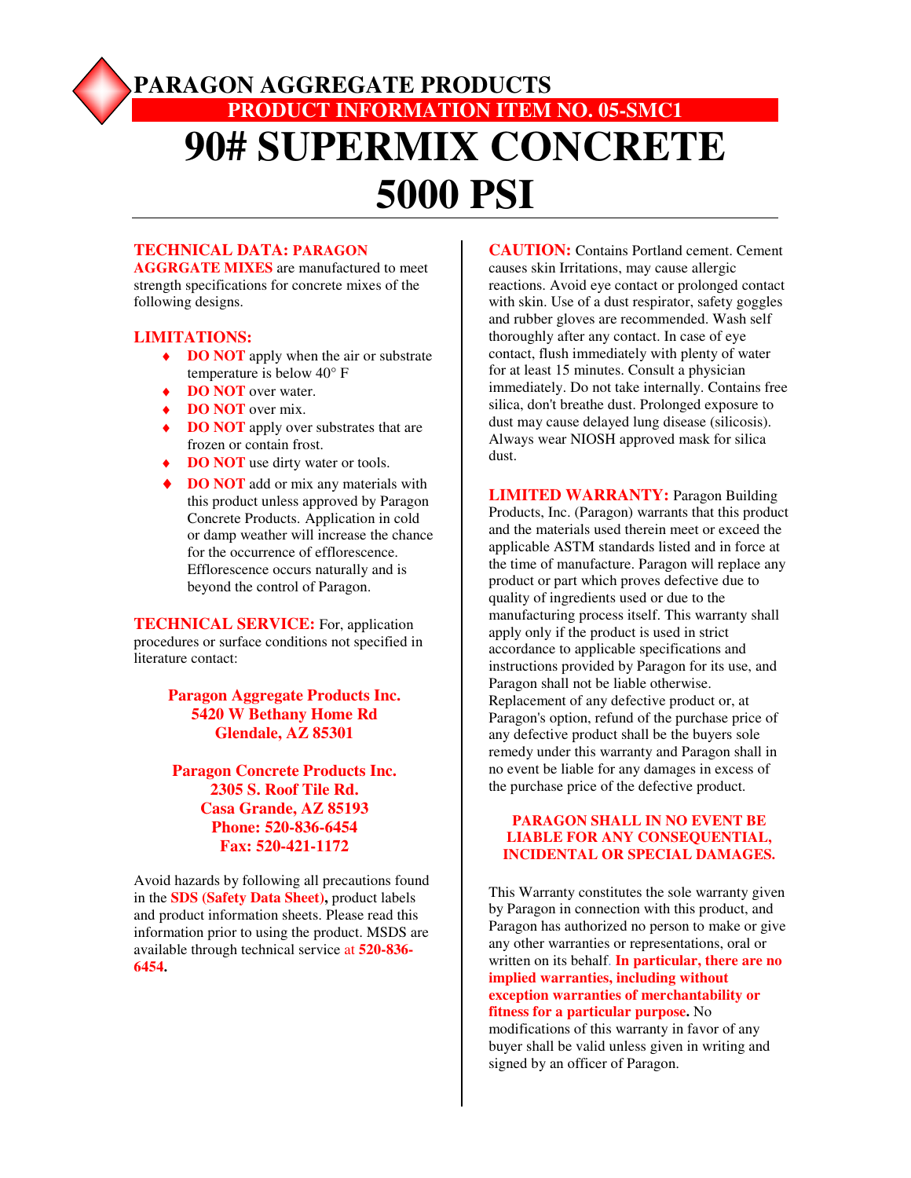# PARAGON AGGREGATE PRODUCTS

## PRODUCT INFORMATION ITEM NO. 05-SMC1

# 90# SUPERMIX CONCRETE 5000 PSI

**TECHNICAL DATA: PARAGON AGGRGATE MIXES** are manufactured to meet strength specifications for concrete mixes of the following designs.

**LIMITATIONS:**

- **DO NOT** apply when the air or substrate temperature is below 40° F
- **DO NOT** over water.
- **DO NOT** over mix.
- **DO NOT** apply over substrates that are frozen or contain frost.
- **DO NOT** use dirty water or tools.
- **DO NOT** add or mix any materials with this product unless approved by Paragon Concrete Products. Application in cold or damp weather will increase the chance for the occurrence of efflorescence. Efflorescence occurs naturally and is beyond the control of Paragon.

**TECHNICAL SERVICE:** For, application procedures or surface conditions not specified in literature contact:

**Paragon Aggregate Products Inc.**
**5420 W Bethany Home Rd**
**Glendale, AZ 85301**

**Paragon Concrete Products Inc.**
**2305 S. Roof Tile Rd.**
**Casa Grande, AZ 85193**
**Phone: 520-836-6454**
**Fax: 520-421-1172**

Avoid hazards by following all precautions found in the **SDS (Safety Data Sheet),** product labels and product information sheets. Please read this information prior to using the product. MSDS are available through technical service at **520-836-6454.**

**CAUTION:** Contains Portland cement. Cement causes skin Irritations, may cause allergic reactions. Avoid eye contact or prolonged contact with skin. Use of a dust respirator, safety goggles and rubber gloves are recommended. Wash self thoroughly after any contact. In case of eye contact, flush immediately with plenty of water for at least 15 minutes. Consult a physician immediately. Do not take internally. Contains free silica, don't breathe dust. Prolonged exposure to dust may cause delayed lung disease (silicosis). Always wear NIOSH approved mask for silica dust.

**LIMITED WARRANTY:** Paragon Building Products, Inc. (Paragon) warrants that this product and the materials used therein meet or exceed the applicable ASTM standards listed and in force at the time of manufacture. Paragon will replace any product or part which proves defective due to quality of ingredients used or due to the manufacturing process itself. This warranty shall apply only if the product is used in strict accordance to applicable specifications and instructions provided by Paragon for its use, and Paragon shall not be liable otherwise. Replacement of any defective product or, at Paragon's option, refund of the purchase price of any defective product shall be the buyers sole remedy under this warranty and Paragon shall in no event be liable for any damages in excess of the purchase price of the defective product.

**PARAGON SHALL IN NO EVENT BE LIABLE FOR ANY CONSEQUENTIAL, INCIDENTAL OR SPECIAL DAMAGES.**

This Warranty constitutes the sole warranty given by Paragon in connection with this product, and Paragon has authorized no person to make or give any other warranties or representations, oral or written on its behalf. **In particular, there are no implied warranties, including without exception warranties of merchantability or fitness for a particular purpose.** No modifications of this warranty in favor of any buyer shall be valid unless given in writing and signed by an officer of Paragon.